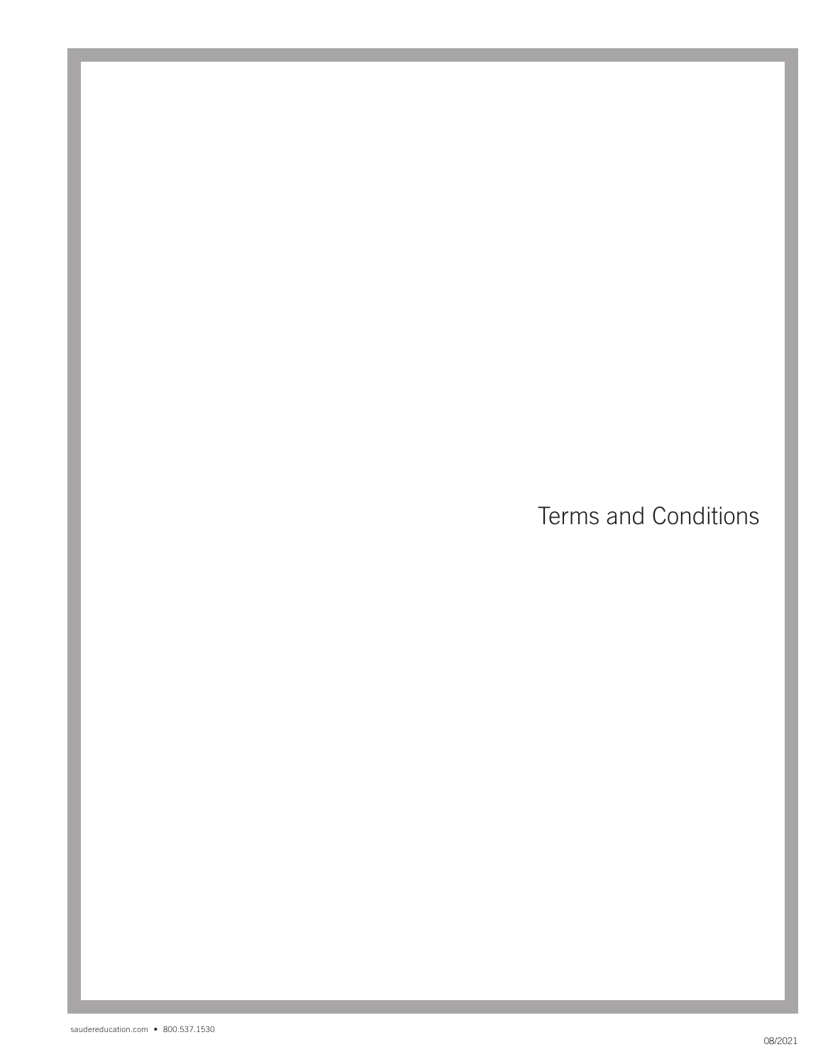# Terms and Conditions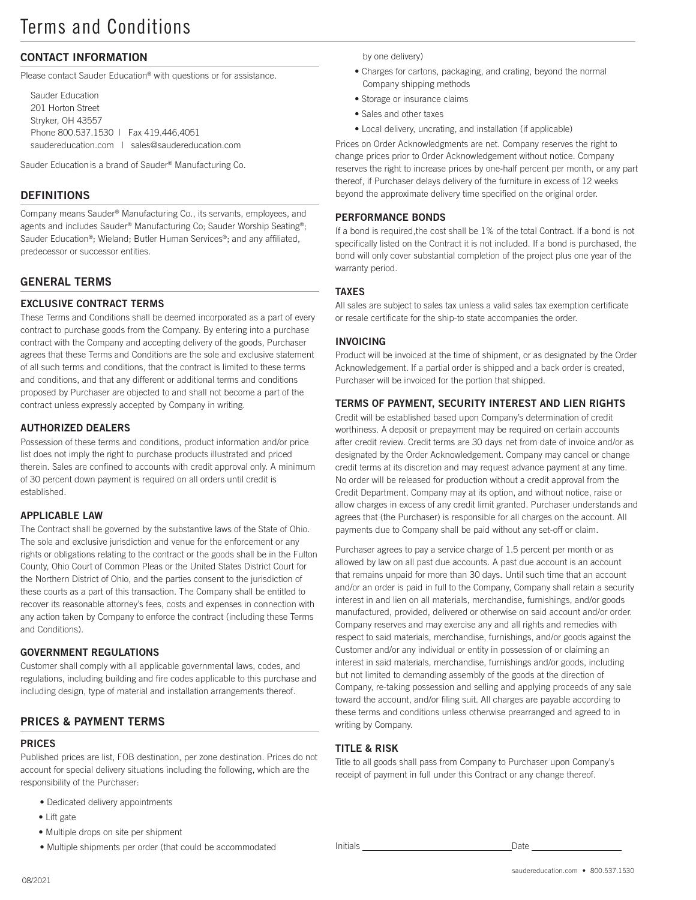# Terms and Conditions

## CONTACT INFORMATION

Please contact Sauder Education® with questions or for assistance.

Sauder Education
201 Horton Street
Stryker, OH 43557
Phone 800.537.1530 | Fax 419.446.4051
saudereducation.com | sales@saudereducation.com

Sauder Education is a brand of Sauder® Manufacturing Co.

## DEFINITIONS

Company means Sauder® Manufacturing Co., its servants, employees, and agents and includes Sauder® Manufacturing Co; Sauder Worship Seating®; Sauder Education®; Wieland; Butler Human Services®; and any affiliated, predecessor or successor entities.

## GENERAL TERMS

### EXCLUSIVE CONTRACT TERMS

These Terms and Conditions shall be deemed incorporated as a part of every contract to purchase goods from the Company. By entering into a purchase contract with the Company and accepting delivery of the goods, Purchaser agrees that these Terms and Conditions are the sole and exclusive statement of all such terms and conditions, that the contract is limited to these terms and conditions, and that any different or additional terms and conditions proposed by Purchaser are objected to and shall not become a part of the contract unless expressly accepted by Company in writing.

### AUTHORIZED DEALERS

Possession of these terms and conditions, product information and/or price list does not imply the right to purchase products illustrated and priced therein. Sales are confined to accounts with credit approval only. A minimum of 30 percent down payment is required on all orders until credit is established.

### APPLICABLE LAW

The Contract shall be governed by the substantive laws of the State of Ohio. The sole and exclusive jurisdiction and venue for the enforcement or any rights or obligations relating to the contract or the goods shall be in the Fulton County, Ohio Court of Common Pleas or the United States District Court for the Northern District of Ohio, and the parties consent to the jurisdiction of these courts as a part of this transaction. The Company shall be entitled to recover its reasonable attorney's fees, costs and expenses in connection with any action taken by Company to enforce the contract (including these Terms and Conditions).

### GOVERNMENT REGULATIONS

Customer shall comply with all applicable governmental laws, codes, and regulations, including building and fire codes applicable to this purchase and including design, type of material and installation arrangements thereof.

## PRICES & PAYMENT TERMS

### PRICES

Published prices are list, FOB destination, per zone destination. Prices do not account for special delivery situations including the following, which are the responsibility of the Purchaser:

- Dedicated delivery appointments
- Lift gate
- Multiple drops on site per shipment
- Multiple shipments per order (that could be accommodated by one delivery)
- Charges for cartons, packaging, and crating, beyond the normal Company shipping methods
- Storage or insurance claims
- Sales and other taxes
- Local delivery, uncrating, and installation (if applicable)

Prices on Order Acknowledgments are net. Company reserves the right to change prices prior to Order Acknowledgement without notice. Company reserves the right to increase prices by one-half percent per month, or any part thereof, if Purchaser delays delivery of the furniture in excess of 12 weeks beyond the approximate delivery time specified on the original order.

### PERFORMANCE BONDS

If a bond is required,the cost shall be 1% of the total Contract. If a bond is not specifically listed on the Contract it is not included. If a bond is purchased, the bond will only cover substantial completion of the project plus one year of the warranty period.

### TAXES

All sales are subject to sales tax unless a valid sales tax exemption certificate or resale certificate for the ship-to state accompanies the order.

### INVOICING

Product will be invoiced at the time of shipment, or as designated by the Order Acknowledgement. If a partial order is shipped and a back order is created, Purchaser will be invoiced for the portion that shipped.

### TERMS OF PAYMENT, SECURITY INTEREST AND LIEN RIGHTS

Credit will be established based upon Company's determination of credit worthiness. A deposit or prepayment may be required on certain accounts after credit review. Credit terms are 30 days net from date of invoice and/or as designated by the Order Acknowledgement. Company may cancel or change credit terms at its discretion and may request advance payment at any time. No order will be released for production without a credit approval from the Credit Department. Company may at its option, and without notice, raise or allow charges in excess of any credit limit granted. Purchaser understands and agrees that (the Purchaser) is responsible for all charges on the account. All payments due to Company shall be paid without any set-off or claim.

Purchaser agrees to pay a service charge of 1.5 percent per month or as allowed by law on all past due accounts. A past due account is an account that remains unpaid for more than 30 days. Until such time that an account and/or an order is paid in full to the Company, Company shall retain a security interest in and lien on all materials, merchandise, furnishings, and/or goods manufactured, provided, delivered or otherwise on said account and/or order. Company reserves and may exercise any and all rights and remedies with respect to said materials, merchandise, furnishings, and/or goods against the Customer and/or any individual or entity in possession of or claiming an interest in said materials, merchandise, furnishings and/or goods, including but not limited to demanding assembly of the goods at the direction of Company, re-taking possession and selling and applying proceeds of any sale toward the account, and/or filing suit. All charges are payable according to these terms and conditions unless otherwise prearranged and agreed to in writing by Company.

### TITLE & RISK

Title to all goods shall pass from Company to Purchaser upon Company's receipt of payment in full under this Contract or any change thereof.

Initials ______________________ Date ______________

08/2021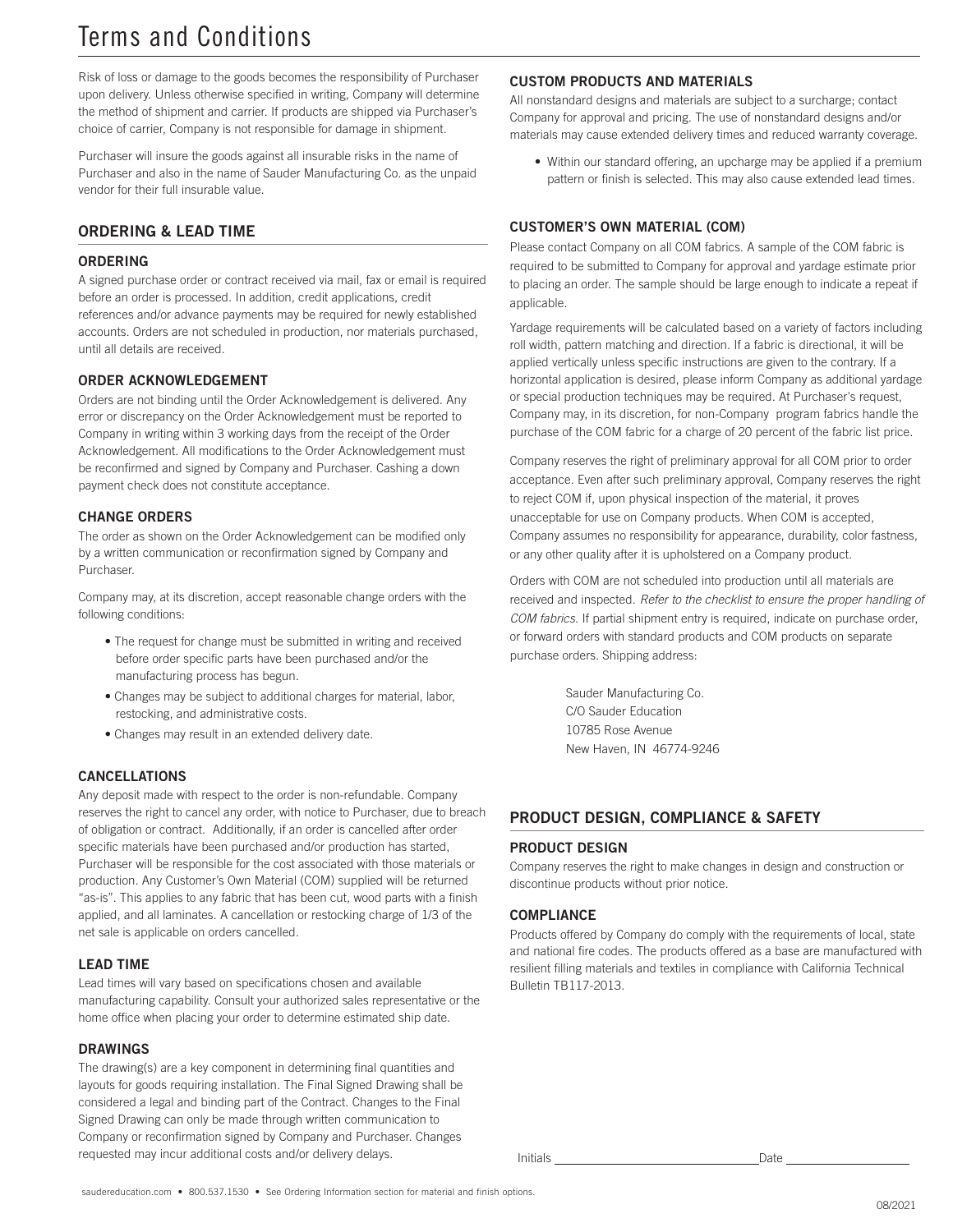# Terms and Conditions

Risk of loss or damage to the goods becomes the responsibility of Purchaser upon delivery. Unless otherwise specified in writing, Company will determine the method of shipment and carrier. If products are shipped via Purchaser's choice of carrier, Company is not responsible for damage in shipment.

Purchaser will insure the goods against all insurable risks in the name of Purchaser and also in the name of Sauder Manufacturing Co. as the unpaid vendor for their full insurable value.

## ORDERING & LEAD TIME

### ORDERING

A signed purchase order or contract received via mail, fax or email is required before an order is processed. In addition, credit applications, credit references and/or advance payments may be required for newly established accounts. Orders are not scheduled in production, nor materials purchased, until all details are received.

### ORDER ACKNOWLEDGEMENT

Orders are not binding until the Order Acknowledgement is delivered. Any error or discrepancy on the Order Acknowledgement must be reported to Company in writing within 3 working days from the receipt of the Order Acknowledgement. All modifications to the Order Acknowledgement must be reconfirmed and signed by Company and Purchaser. Cashing a down payment check does not constitute acceptance.

### CHANGE ORDERS

The order as shown on the Order Acknowledgement can be modified only by a written communication or reconfirmation signed by Company and Purchaser.

Company may, at its discretion, accept reasonable change orders with the following conditions:

- The request for change must be submitted in writing and received before order specific parts have been purchased and/or the manufacturing process has begun.
- Changes may be subject to additional charges for material, labor, restocking, and administrative costs.
- Changes may result in an extended delivery date.

### CANCELLATIONS

Any deposit made with respect to the order is non-refundable. Company reserves the right to cancel any order, with notice to Purchaser, due to breach of obligation or contract. Additionally, if an order is cancelled after order specific materials have been purchased and/or production has started, Purchaser will be responsible for the cost associated with those materials or production. Any Customer's Own Material (COM) supplied will be returned "as-is". This applies to any fabric that has been cut, wood parts with a finish applied, and all laminates. A cancellation or restocking charge of 1/3 of the net sale is applicable on orders cancelled.

### LEAD TIME

Lead times will vary based on specifications chosen and available manufacturing capability. Consult your authorized sales representative or the home office when placing your order to determine estimated ship date.

### DRAWINGS

The drawing(s) are a key component in determining final quantities and layouts for goods requiring installation. The Final Signed Drawing shall be considered a legal and binding part of the Contract. Changes to the Final Signed Drawing can only be made through written communication to Company or reconfirmation signed by Company and Purchaser. Changes requested may incur additional costs and/or delivery delays.

### CUSTOM PRODUCTS AND MATERIALS

All nonstandard designs and materials are subject to a surcharge; contact Company for approval and pricing. The use of nonstandard designs and/or materials may cause extended delivery times and reduced warranty coverage.

- Within our standard offering, an upcharge may be applied if a premium pattern or finish is selected. This may also cause extended lead times.

### CUSTOMER'S OWN MATERIAL (COM)

Please contact Company on all COM fabrics. A sample of the COM fabric is required to be submitted to Company for approval and yardage estimate prior to placing an order. The sample should be large enough to indicate a repeat if applicable.

Yardage requirements will be calculated based on a variety of factors including roll width, pattern matching and direction. If a fabric is directional, it will be applied vertically unless specific instructions are given to the contrary. If a horizontal application is desired, please inform Company as additional yardage or special production techniques may be required. At Purchaser's request, Company may, in its discretion, for non-Company program fabrics handle the purchase of the COM fabric for a charge of 20 percent of the fabric list price.

Company reserves the right of preliminary approval for all COM prior to order acceptance. Even after such preliminary approval, Company reserves the right to reject COM if, upon physical inspection of the material, it proves unacceptable for use on Company products. When COM is accepted, Company assumes no responsibility for appearance, durability, color fastness, or any other quality after it is upholstered on a Company product.

Orders with COM are not scheduled into production until all materials are received and inspected. *Refer to the checklist to ensure the proper handling of COM fabrics.* If partial shipment entry is required, indicate on purchase order, or forward orders with standard products and COM products on separate purchase orders. Shipping address:

Sauder Manufacturing Co.
C/O Sauder Education
10785 Rose Avenue
New Haven, IN 46774-9246

## PRODUCT DESIGN, COMPLIANCE & SAFETY

### PRODUCT DESIGN

Company reserves the right to make changes in design and construction or discontinue products without prior notice.

### COMPLIANCE

Products offered by Company do comply with the requirements of local, state and national fire codes. The products offered as a base are manufactured with resilient filling materials and textiles in compliance with California Technical Bulletin TB117-2013.

Initials ____________________ Date ____________

saudereducation.com • 800.537.1530 • See Ordering Information section for material and finish options.

08/2021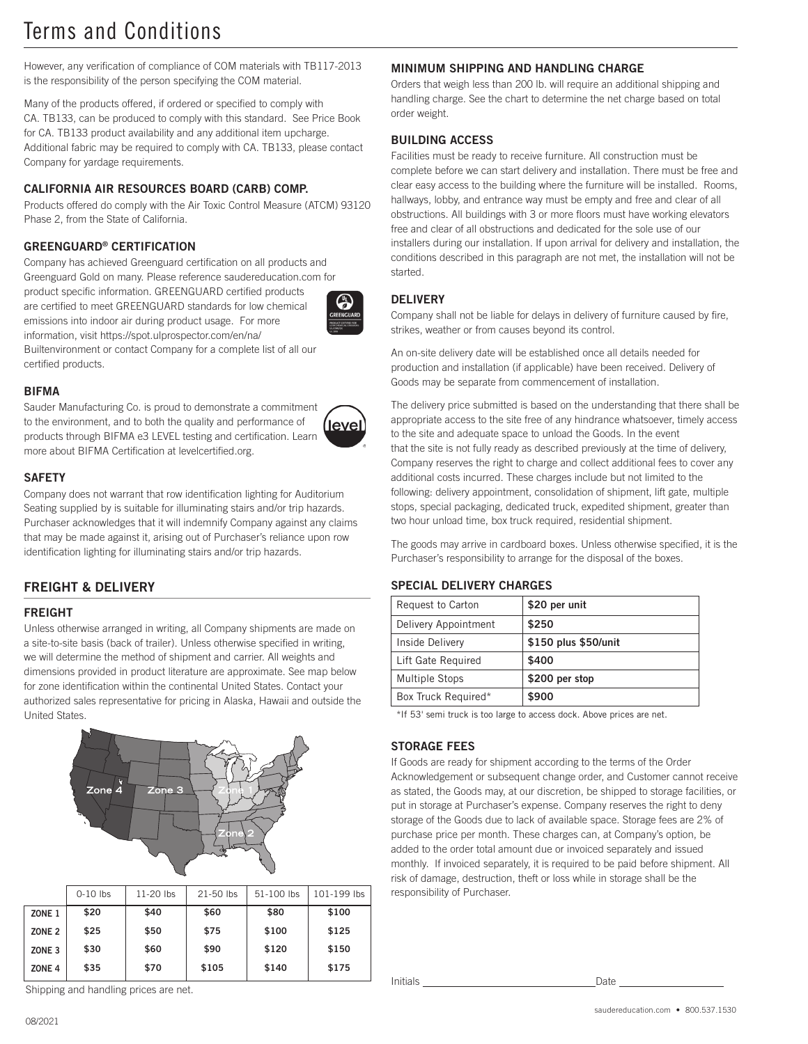# Terms and Conditions

However, any verification of compliance of COM materials with TB117-2013 is the responsibility of the person specifying the COM material.

Many of the products offered, if ordered or specified to comply with CA. TB133, can be produced to comply with this standard. See Price Book for CA. TB133 product availability and any additional item upcharge. Additional fabric may be required to comply with CA. TB133, please contact Company for yardage requirements.

### CALIFORNIA AIR RESOURCES BOARD (CARB) COMP.

Products offered do comply with the Air Toxic Control Measure (ATCM) 93120 Phase 2, from the State of California.

### GREENGUARD® CERTIFICATION

Company has achieved Greenguard certification on all products and Greenguard Gold on many. Please reference saudereducation.com for product specific information. GREENGUARD certified products are certified to meet GREENGUARD standards for low chemical emissions into indoor air during product usage. For more information, visit https://spot.ulprospector.com/en/na/Builtenvironment or contact Company for a complete list of all our certified products.

### BIFMA

Sauder Manufacturing Co. is proud to demonstrate a commitment to the environment, and to both the quality and performance of products through BIFMA e3 LEVEL testing and certification. Learn more about BIFMA Certification at levelcertified.org.

### SAFETY

Company does not warrant that row identification lighting for Auditorium Seating supplied by is suitable for illuminating stairs and/or trip hazards. Purchaser acknowledges that it will indemnify Company against any claims that may be made against it, arising out of Purchaser's reliance upon row identification lighting for illuminating stairs and/or trip hazards.

## FREIGHT & DELIVERY

### FREIGHT

Unless otherwise arranged in writing, all Company shipments are made on a site-to-site basis (back of trailer). Unless otherwise specified in writing, we will determine the method of shipment and carrier. All weights and dimensions provided in product literature are approximate. See map below for zone identification within the continental United States. Contact your authorized sales representative for pricing in Alaska, Hawaii and outside the United States.

| | 0-10 lbs | 11-20 lbs | 21-50 lbs | 51-100 lbs | 101-199 lbs |
|---|---|---|---|---|---|
| ZONE 1 | $20 | $40 | $60 | $80 | $100 |
| ZONE 2 | $25 | $50 | $75 | $100 | $125 |
| ZONE 3 | $30 | $60 | $90 | $120 | $150 |
| ZONE 4 | $35 | $70 | $105 | $140 | $175 |

Shipping and handling prices are net.

### MINIMUM SHIPPING AND HANDLING CHARGE

Orders that weigh less than 200 lb. will require an additional shipping and handling charge. See the chart to determine the net charge based on total order weight.

### BUILDING ACCESS

Facilities must be ready to receive furniture. All construction must be complete before we can start delivery and installation. There must be free and clear easy access to the building where the furniture will be installed. Rooms, hallways, lobby, and entrance way must be empty and free and clear of all obstructions. All buildings with 3 or more floors must have working elevators free and clear of all obstructions and dedicated for the sole use of our installers during our installation. If upon arrival for delivery and installation, the conditions described in this paragraph are not met, the installation will not be started.

### DELIVERY

Company shall not be liable for delays in delivery of furniture caused by fire, strikes, weather or from causes beyond its control.

An on-site delivery date will be established once all details needed for production and installation (if applicable) have been received. Delivery of Goods may be separate from commencement of installation.

The delivery price submitted is based on the understanding that there shall be appropriate access to the site free of any hindrance whatsoever, timely access to the site and adequate space to unload the Goods. In the event that the site is not fully ready as described previously at the time of delivery, Company reserves the right to charge and collect additional fees to cover any additional costs incurred. These charges include but not limited to the following: delivery appointment, consolidation of shipment, lift gate, multiple stops, special packaging, dedicated truck, expedited shipment, greater than two hour unload time, box truck required, residential shipment.

The goods may arrive in cardboard boxes. Unless otherwise specified, it is the Purchaser's responsibility to arrange for the disposal of the boxes.

### SPECIAL DELIVERY CHARGES

| Request to Carton | $20 per unit |
|---|---|
| Delivery Appointment | $250 |
| Inside Delivery | $150 plus $50/unit |
| Lift Gate Required | $400 |
| Multiple Stops | $200 per stop |
| Box Truck Required* | $900 |

*If 53' semi truck is too large to access dock. Above prices are net.

### STORAGE FEES

If Goods are ready for shipment according to the terms of the Order Acknowledgement or subsequent change order, and Customer cannot receive as stated, the Goods may, at our discretion, be shipped to storage facilities, or put in storage at Purchaser's expense. Company reserves the right to deny storage of the Goods due to lack of available space. Storage fees are 2% of purchase price per month. These charges can, at Company's option, be added to the order total amount due or invoiced separately and issued monthly. If invoiced separately, it is required to be paid before shipment. All risk of damage, destruction, theft or loss while in storage shall be the responsibility of Purchaser.

Initials ______________________ Date ______________

08/2021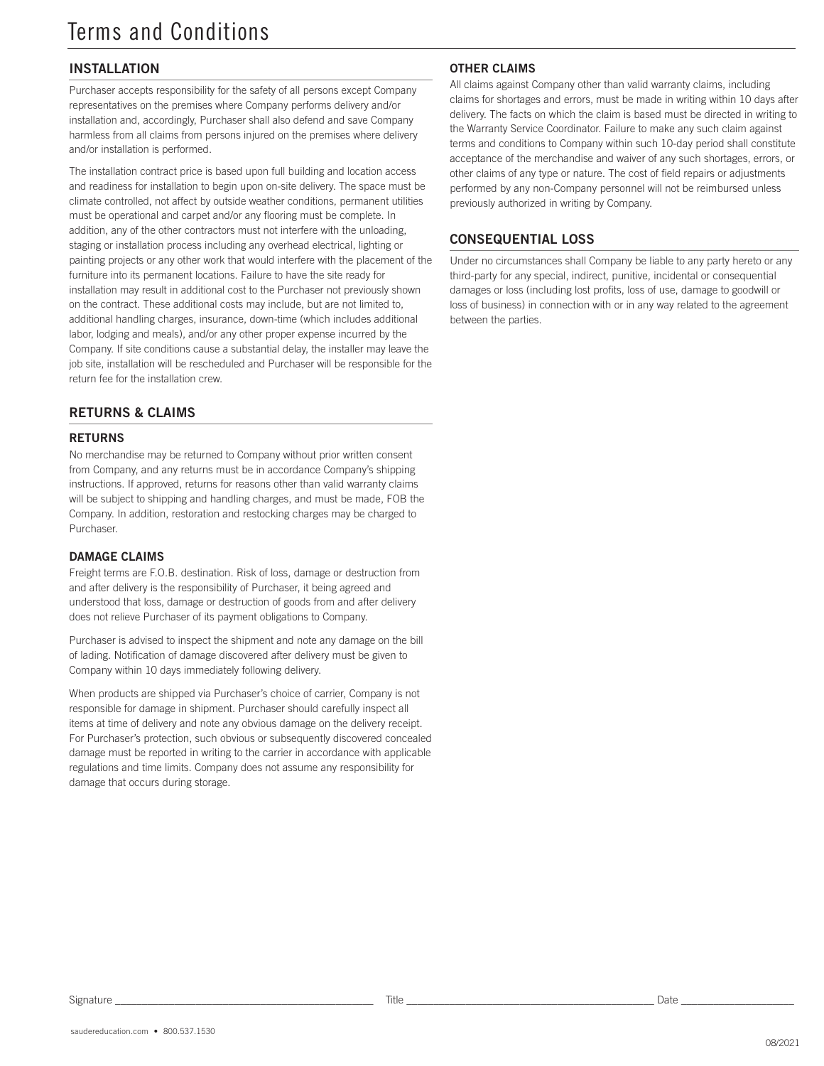# Terms and Conditions

## INSTALLATION

Purchaser accepts responsibility for the safety of all persons except Company representatives on the premises where Company performs delivery and/or installation and, accordingly, Purchaser shall also defend and save Company harmless from all claims from persons injured on the premises where delivery and/or installation is performed.

The installation contract price is based upon full building and location access and readiness for installation to begin upon on-site delivery. The space must be climate controlled, not affect by outside weather conditions, permanent utilities must be operational and carpet and/or any flooring must be complete. In addition, any of the other contractors must not interfere with the unloading, staging or installation process including any overhead electrical, lighting or painting projects or any other work that would interfere with the placement of the furniture into its permanent locations. Failure to have the site ready for installation may result in additional cost to the Purchaser not previously shown on the contract. These additional costs may include, but are not limited to, additional handling charges, insurance, down-time (which includes additional labor, lodging and meals), and/or any other proper expense incurred by the Company. If site conditions cause a substantial delay, the installer may leave the job site, installation will be rescheduled and Purchaser will be responsible for the return fee for the installation crew.

## RETURNS & CLAIMS

### RETURNS

No merchandise may be returned to Company without prior written consent from Company, and any returns must be in accordance Company's shipping instructions. If approved, returns for reasons other than valid warranty claims will be subject to shipping and handling charges, and must be made, FOB the Company. In addition, restoration and restocking charges may be charged to Purchaser.

### DAMAGE CLAIMS

Freight terms are F.O.B. destination. Risk of loss, damage or destruction from and after delivery is the responsibility of Purchaser, it being agreed and understood that loss, damage or destruction of goods from and after delivery does not relieve Purchaser of its payment obligations to Company.

Purchaser is advised to inspect the shipment and note any damage on the bill of lading. Notification of damage discovered after delivery must be given to Company within 10 days immediately following delivery.

When products are shipped via Purchaser's choice of carrier, Company is not responsible for damage in shipment. Purchaser should carefully inspect all items at time of delivery and note any obvious damage on the delivery receipt. For Purchaser's protection, such obvious or subsequently discovered concealed damage must be reported in writing to the carrier in accordance with applicable regulations and time limits. Company does not assume any responsibility for damage that occurs during storage.

### OTHER CLAIMS

All claims against Company other than valid warranty claims, including claims for shortages and errors, must be made in writing within 10 days after delivery. The facts on which the claim is based must be directed in writing to the Warranty Service Coordinator. Failure to make any such claim against terms and conditions to Company within such 10-day period shall constitute acceptance of the merchandise and waiver of any such shortages, errors, or other claims of any type or nature. The cost of field repairs or adjustments performed by any non-Company personnel will not be reimbursed unless previously authorized in writing by Company.

## CONSEQUENTIAL LOSS

Under no circumstances shall Company be liable to any party hereto or any third-party for any special, indirect, punitive, incidental or consequential damages or loss (including lost profits, loss of use, damage to goodwill or loss of business) in connection with or in any way related to the agreement between the parties.

Signature ______________________________ Title ______________________________ Date ______________

saudereducation.com • 800.537.1530

08/2021